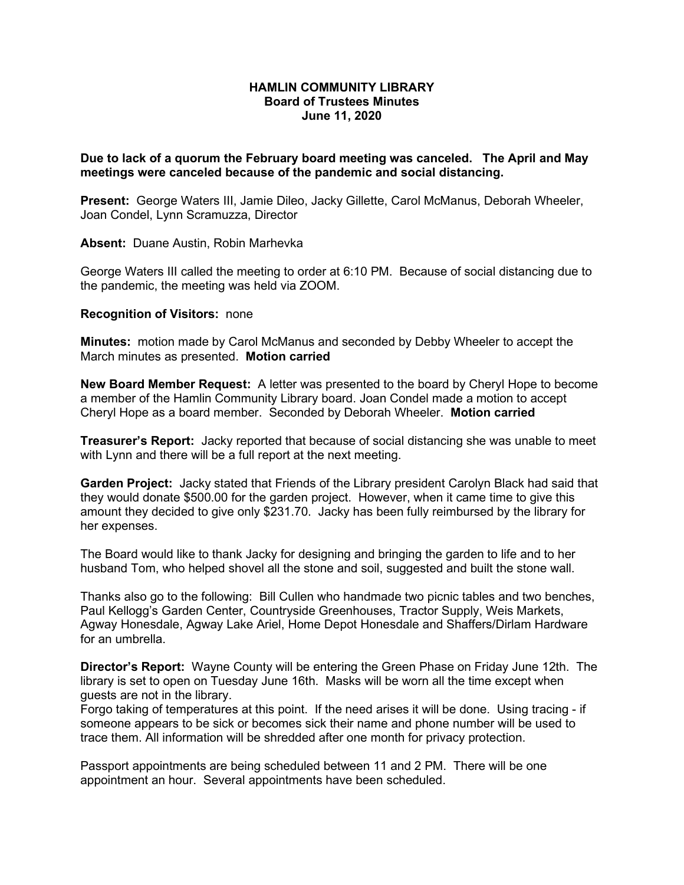# HAMLIN COMMUNITY LIBRARY
## Board of Trustees Minutes
## June 11, 2020

**Due to lack of a quorum the February board meeting was canceled. The April and May meetings were canceled because of the pandemic and social distancing.**

**Present:** George Waters III, Jamie Dileo, Jacky Gillette, Carol McManus, Deborah Wheeler, Joan Condel, Lynn Scramuzza, Director

**Absent:** Duane Austin, Robin Marhevka

George Waters III called the meeting to order at 6:10 PM. Because of social distancing due to the pandemic, the meeting was held via ZOOM.

**Recognition of Visitors:** none

**Minutes:** motion made by Carol McManus and seconded by Debby Wheeler to accept the March minutes as presented. **Motion carried**

**New Board Member Request:** A letter was presented to the board by Cheryl Hope to become a member of the Hamlin Community Library board. Joan Condel made a motion to accept Cheryl Hope as a board member. Seconded by Deborah Wheeler. **Motion carried**

**Treasurer's Report:** Jacky reported that because of social distancing she was unable to meet with Lynn and there will be a full report at the next meeting.

**Garden Project:** Jacky stated that Friends of the Library president Carolyn Black had said that they would donate $500.00 for the garden project. However, when it came time to give this amount they decided to give only $231.70. Jacky has been fully reimbursed by the library for her expenses.

The Board would like to thank Jacky for designing and bringing the garden to life and to her husband Tom, who helped shovel all the stone and soil, suggested and built the stone wall.

Thanks also go to the following: Bill Cullen who handmade two picnic tables and two benches, Paul Kellogg's Garden Center, Countryside Greenhouses, Tractor Supply, Weis Markets, Agway Honesdale, Agway Lake Ariel, Home Depot Honesdale and Shaffers/Dirlam Hardware for an umbrella.

**Director's Report:** Wayne County will be entering the Green Phase on Friday June 12th. The library is set to open on Tuesday June 16th. Masks will be worn all the time except when guests are not in the library.
Forgo taking of temperatures at this point. If the need arises it will be done. Using tracing - if someone appears to be sick or becomes sick their name and phone number will be used to trace them. All information will be shredded after one month for privacy protection.

Passport appointments are being scheduled between 11 and 2 PM. There will be one appointment an hour. Several appointments have been scheduled.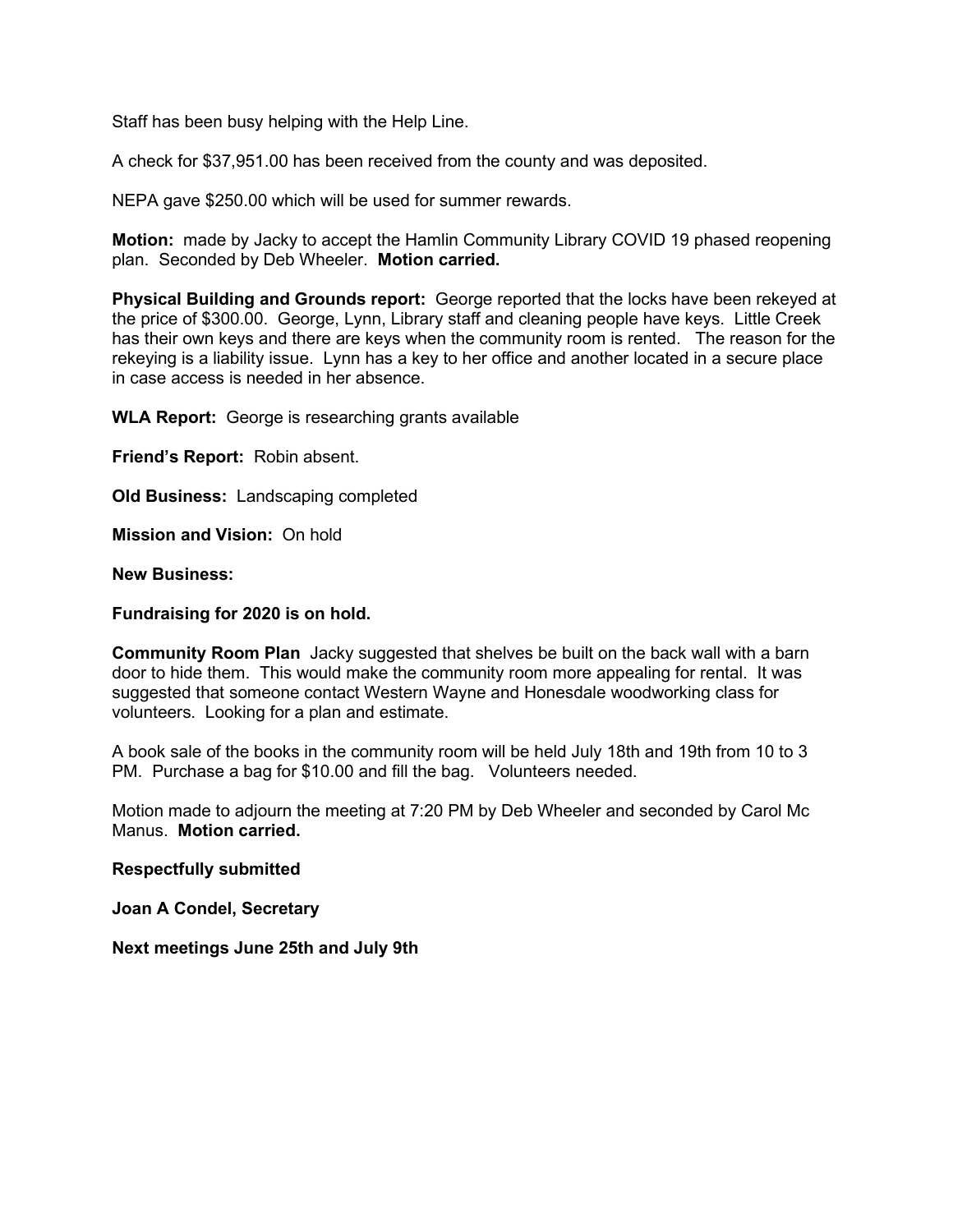Staff has been busy helping with the Help Line.

A check for $37,951.00 has been received from the county and was deposited.

NEPA gave $250.00 which will be used for summer rewards.

**Motion:** made by Jacky to accept the Hamlin Community Library COVID 19 phased reopening plan. Seconded by Deb Wheeler. **Motion carried.**

**Physical Building and Grounds report:** George reported that the locks have been rekeyed at the price of $300.00. George, Lynn, Library staff and cleaning people have keys. Little Creek has their own keys and there are keys when the community room is rented. The reason for the rekeying is a liability issue. Lynn has a key to her office and another located in a secure place in case access is needed in her absence.

**WLA Report:** George is researching grants available

**Friend's Report:** Robin absent.

**Old Business:** Landscaping completed

**Mission and Vision:** On hold

**New Business:**

**Fundraising for 2020 is on hold.**

**Community Room Plan** Jacky suggested that shelves be built on the back wall with a barn door to hide them. This would make the community room more appealing for rental. It was suggested that someone contact Western Wayne and Honesdale woodworking class for volunteers. Looking for a plan and estimate.

A book sale of the books in the community room will be held July 18th and 19th from 10 to 3 PM. Purchase a bag for $10.00 and fill the bag. Volunteers needed.

Motion made to adjourn the meeting at 7:20 PM by Deb Wheeler and seconded by Carol Mc Manus. **Motion carried.**

**Respectfully submitted**

**Joan A Condel, Secretary**

**Next meetings June 25th and July 9th**